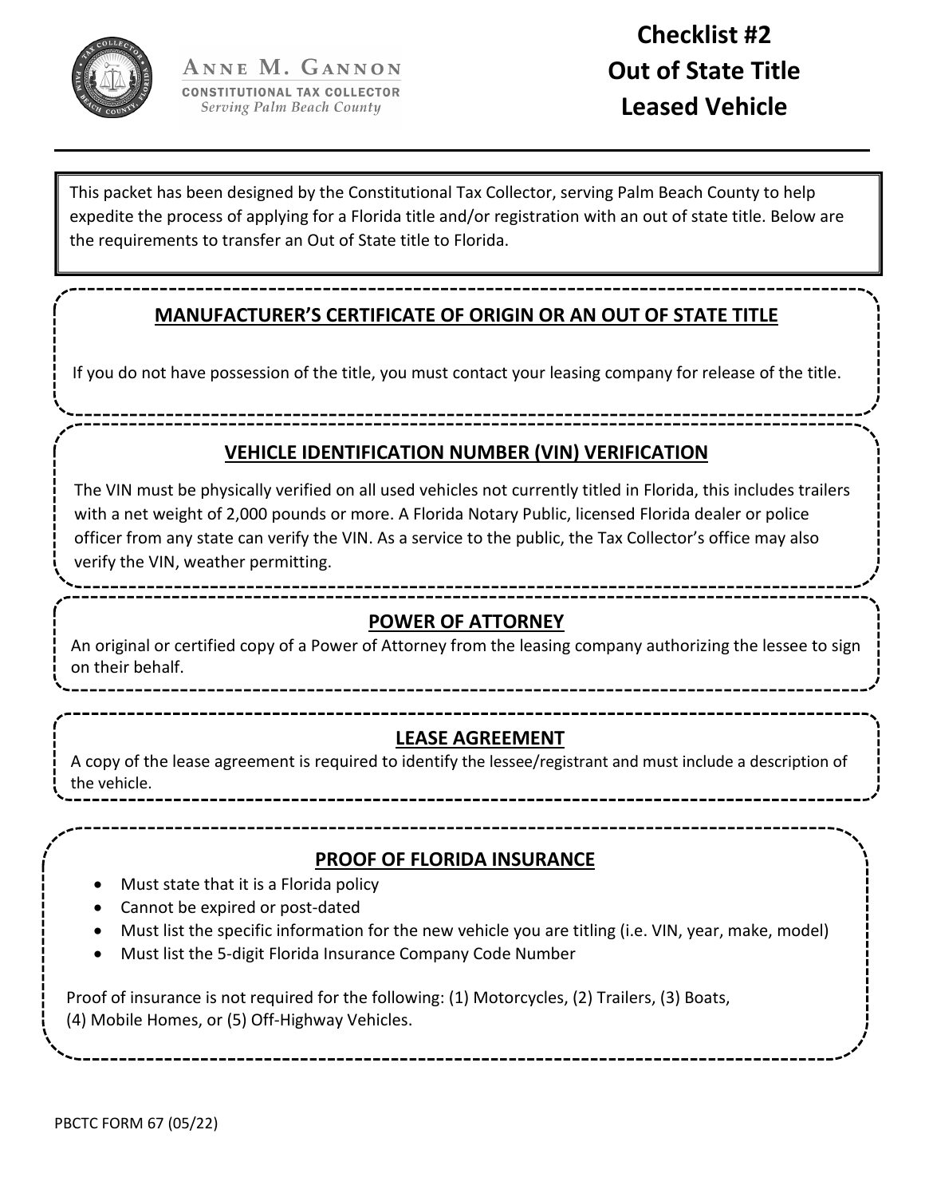**ANNE M. GANNON**
**CONSTITUTIONAL TAX COLLECTOR**
*Serving Palm Beach County*

# Checklist #2
# Out of State Title
# Leased Vehicle

This packet has been designed by the Constitutional Tax Collector, serving Palm Beach County to help expedite the process of applying for a Florida title and/or registration with an out of state title. Below are the requirements to transfer an Out of State title to Florida.

## MANUFACTURER'S CERTIFICATE OF ORIGIN OR AN OUT OF STATE TITLE

If you do not have possession of the title, you must contact your leasing company for release of the title.

## VEHICLE IDENTIFICATION NUMBER (VIN) VERIFICATION

The VIN must be physically verified on all used vehicles not currently titled in Florida, this includes trailers with a net weight of 2,000 pounds or more. A Florida Notary Public, licensed Florida dealer or police officer from any state can verify the VIN. As a service to the public, the Tax Collector's office may also verify the VIN, weather permitting.

## POWER OF ATTORNEY

An original or certified copy of a Power of Attorney from the leasing company authorizing the lessee to sign on their behalf.

## LEASE AGREEMENT

A copy of the lease agreement is required to identify the lessee/registrant and must include a description of the vehicle.

## PROOF OF FLORIDA INSURANCE

- Must state that it is a Florida policy
- Cannot be expired or post-dated
- Must list the specific information for the new vehicle you are titling (i.e. VIN, year, make, model)
- Must list the 5-digit Florida Insurance Company Code Number

Proof of insurance is not required for the following: (1) Motorcycles, (2) Trailers, (3) Boats, (4) Mobile Homes, or (5) Off-Highway Vehicles.

PBCTC FORM 67 (05/22)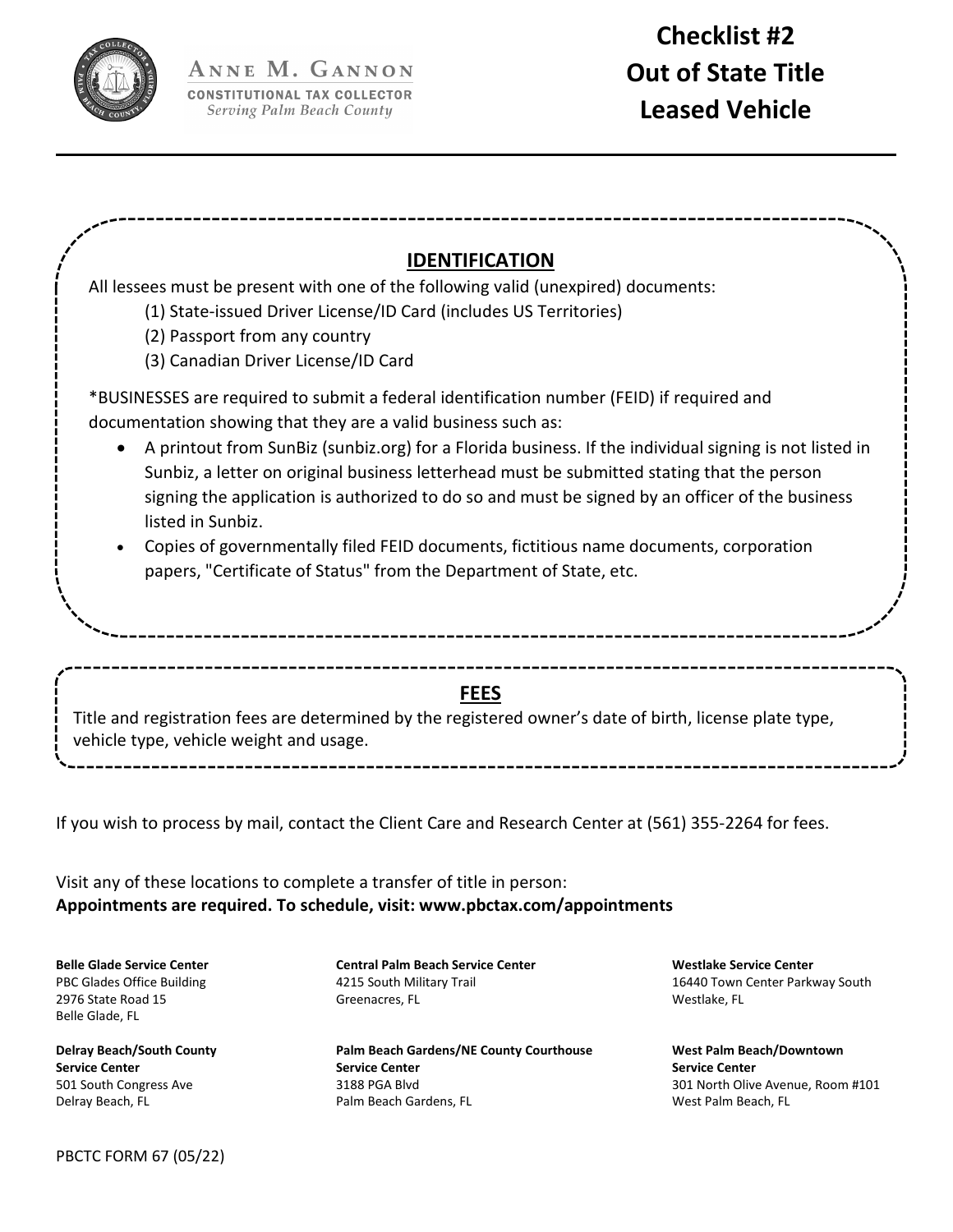ANNE M. GANNON
CONSTITUTIONAL TAX COLLECTOR
*Serving Palm Beach County*

# Checklist #2
# Out of State Title
# Leased Vehicle

## IDENTIFICATION

All lessees must be present with one of the following valid (unexpired) documents:

(1) State-issued Driver License/ID Card (includes US Territories)
(2) Passport from any country
(3) Canadian Driver License/ID Card

*BUSINESSES are required to submit a federal identification number (FEID) if required and documentation showing that they are a valid business such as:

- A printout from SunBiz (sunbiz.org) for a Florida business. If the individual signing is not listed in Sunbiz, a letter on original business letterhead must be submitted stating that the person signing the application is authorized to do so and must be signed by an officer of the business listed in Sunbiz.
- Copies of governmentally filed FEID documents, fictitious name documents, corporation papers, "Certificate of Status" from the Department of State, etc.

## FEES

Title and registration fees are determined by the registered owner's date of birth, license plate type, vehicle type, vehicle weight and usage.

If you wish to process by mail, contact the Client Care and Research Center at (561) 355-2264 for fees.

Visit any of these locations to complete a transfer of title in person:
**Appointments are required. To schedule, visit: www.pbctax.com/appointments**

**Belle Glade Service Center**
PBC Glades Office Building
2976 State Road 15
Belle Glade, FL

**Central Palm Beach Service Center**
4215 South Military Trail
Greenacres, FL

**Westlake Service Center**
16440 Town Center Parkway South
Westlake, FL

**Delray Beach/South County Service Center**
501 South Congress Ave
Delray Beach, FL

**Palm Beach Gardens/NE County Courthouse Service Center**
3188 PGA Blvd
Palm Beach Gardens, FL

**West Palm Beach/Downtown Service Center**
301 North Olive Avenue, Room #101
West Palm Beach, FL

PBCTC FORM 67 (05/22)